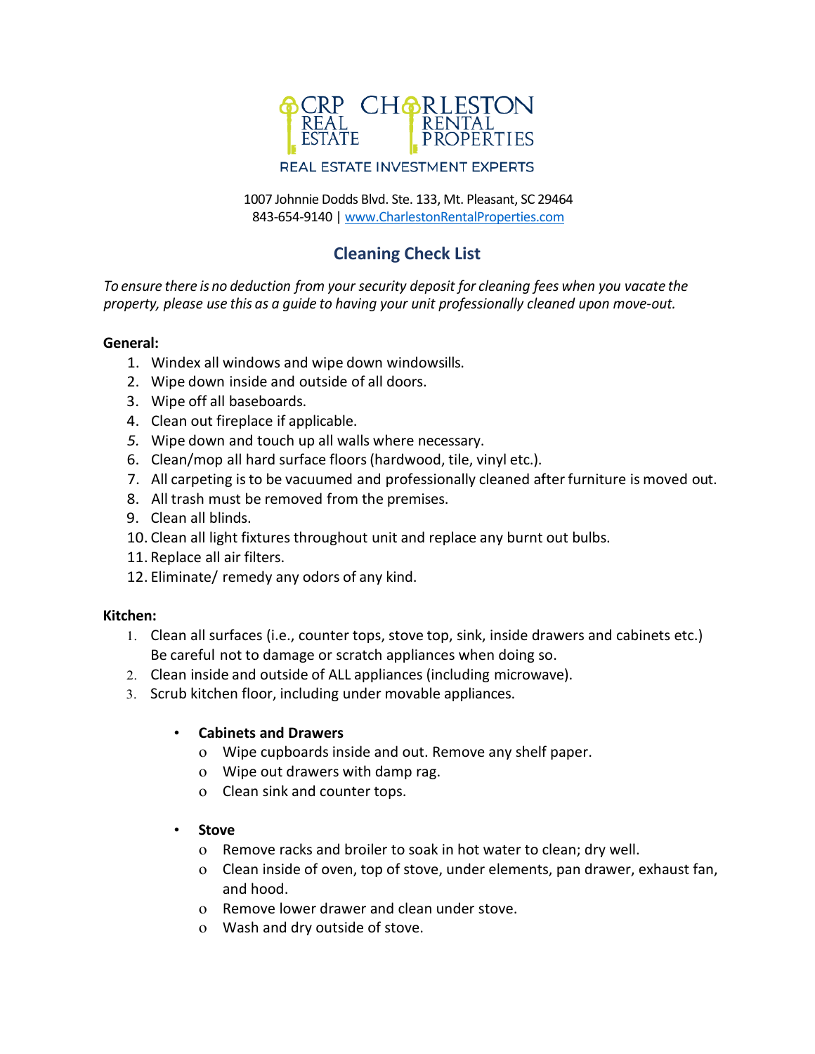CRP REAL ESTATE CHARLESTON RENTAL PROPERTIES

REAL ESTATE INVESTMENT EXPERTS

1007 Johnnie Dodds Blvd. Ste. 133, Mt. Pleasant, SC 29464
843-654-9140 | www.CharlestonRentalProperties.com

## Cleaning Check List

*To ensure there is no deduction from your security deposit for cleaning fees when you vacate the property, please use this as a guide to having your unit professionally cleaned upon move-out.*

**General:**

1. Windex all windows and wipe down windowsills.
2. Wipe down inside and outside of all doors.
3. Wipe off all baseboards.
4. Clean out fireplace if applicable.
5. Wipe down and touch up all walls where necessary.
6. Clean/mop all hard surface floors (hardwood, tile, vinyl etc.).
7. All carpeting is to be vacuumed and professionally cleaned after furniture is moved out.
8. All trash must be removed from the premises.
9. Clean all blinds.
10. Clean all light fixtures throughout unit and replace any burnt out bulbs.
11. Replace all air filters.
12. Eliminate/ remedy any odors of any kind.

**Kitchen:**

1. Clean all surfaces (i.e., counter tops, stove top, sink, inside drawers and cabinets etc.) Be careful not to damage or scratch appliances when doing so.
2. Clean inside and outside of ALL appliances (including microwave).
3. Scrub kitchen floor, including under movable appliances.

- **Cabinets and Drawers**
  - Wipe cupboards inside and out. Remove any shelf paper.
  - Wipe out drawers with damp rag.
  - Clean sink and counter tops.

- **Stove**
  - Remove racks and broiler to soak in hot water to clean; dry well.
  - Clean inside of oven, top of stove, under elements, pan drawer, exhaust fan, and hood.
  - Remove lower drawer and clean under stove.
  - Wash and dry outside of stove.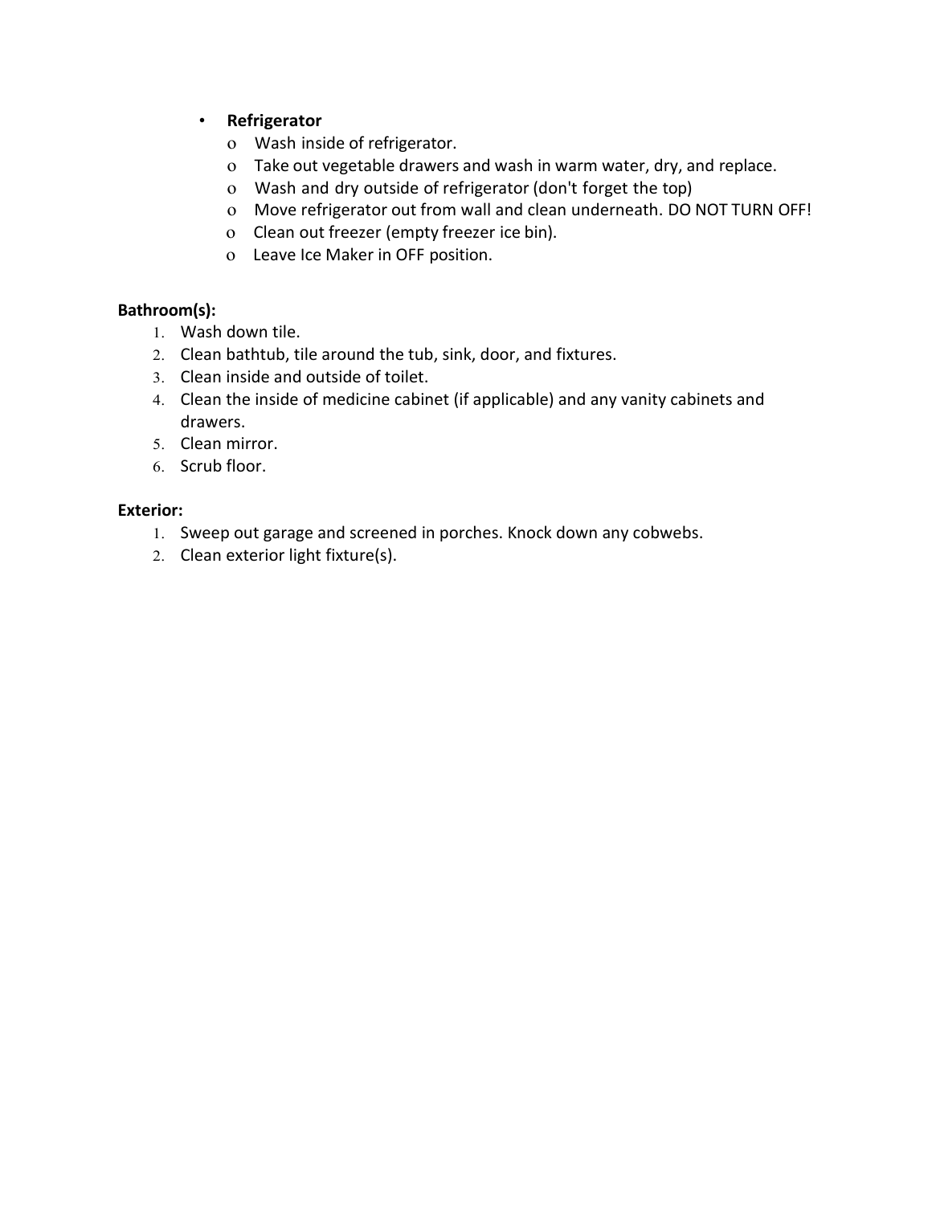- **Refrigerator**
  - Wash inside of refrigerator.
  - Take out vegetable drawers and wash in warm water, dry, and replace.
  - Wash and dry outside of refrigerator (don't forget the top)
  - Move refrigerator out from wall and clean underneath. DO NOT TURN OFF!
  - Clean out freezer (empty freezer ice bin).
  - Leave Ice Maker in OFF position.

**Bathroom(s):**

1. Wash down tile.
2. Clean bathtub, tile around the tub, sink, door, and fixtures.
3. Clean inside and outside of toilet.
4. Clean the inside of medicine cabinet (if applicable) and any vanity cabinets and drawers.
5. Clean mirror.
6. Scrub floor.

**Exterior:**

1. Sweep out garage and screened in porches. Knock down any cobwebs.
2. Clean exterior light fixture(s).